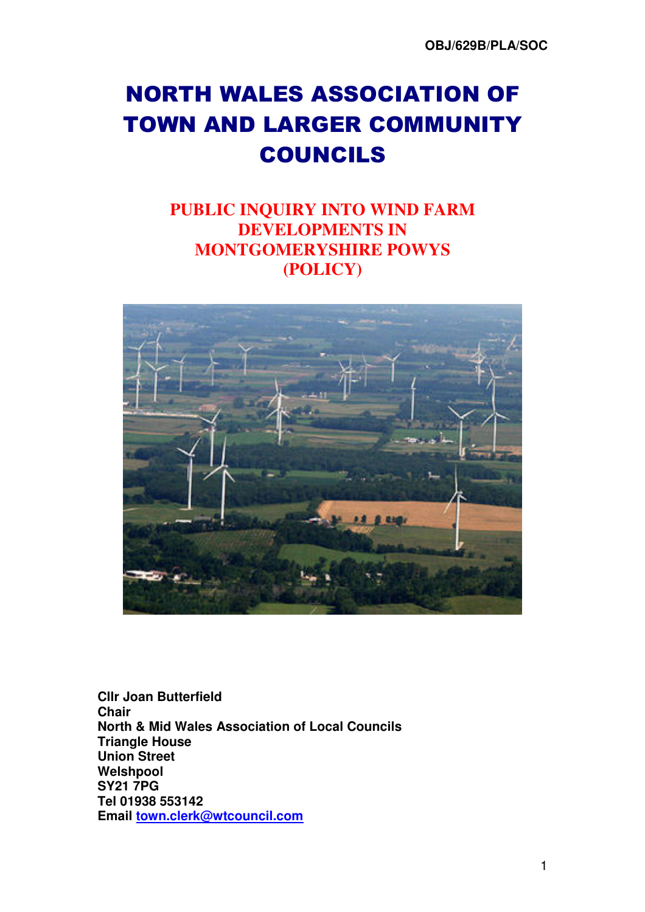OBJ/629B/PLA/SOC

# NORTH WALES ASSOCIATION OF TOWN AND LARGER COMMUNITY COUNCILS

## PUBLIC INQUIRY INTO WIND FARM DEVELOPMENTS IN MONTGOMERYSHIRE POWYS (POLICY)

**Cllr Joan Butterfield**
**Chair**
**North & Mid Wales Association of Local Councils**
**Triangle House**
**Union Street**
**Welshpool**
**SY21 7PG**
**Tel 01938 553142**
**Email town.clerk@wtcouncil.com**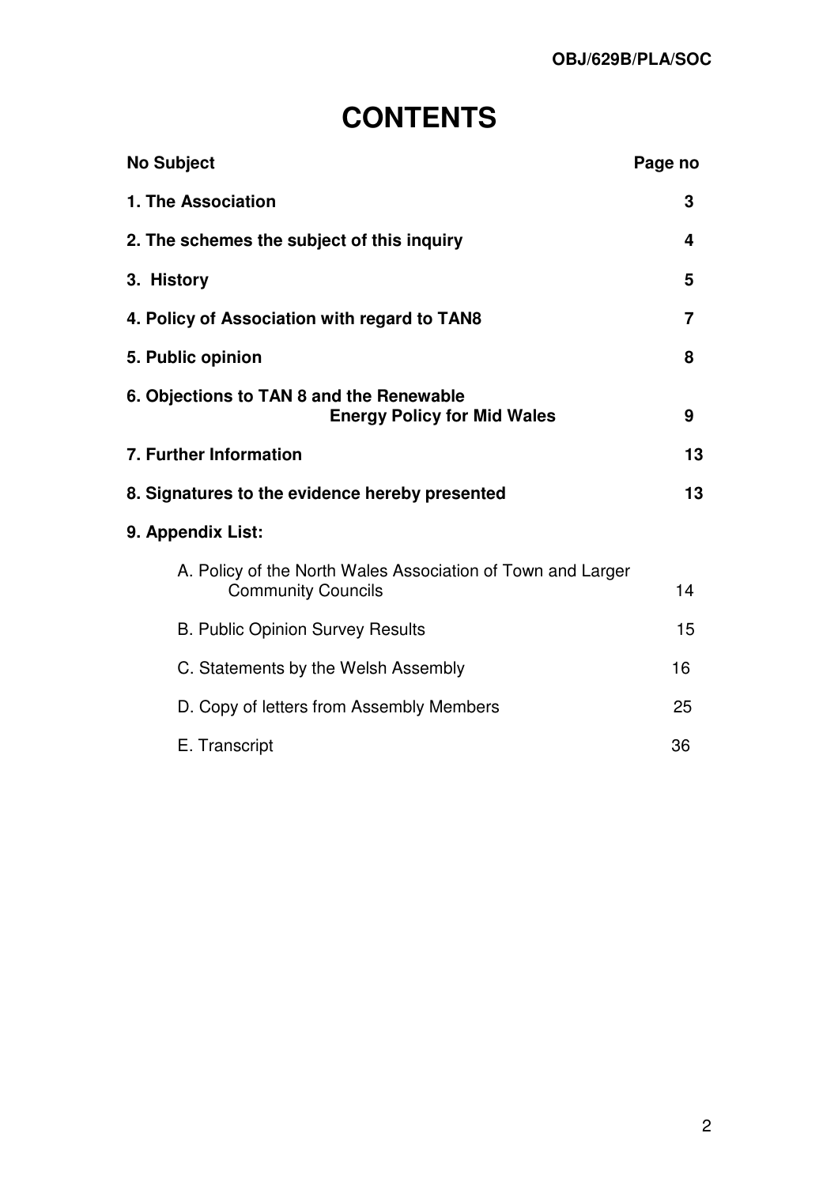# CONTENTS

| No Subject | Page no |
|---|---|
| **1. The Association** | **3** |
| **2. The schemes the subject of this inquiry** | **4** |
| **3. History** | **5** |
| **4. Policy of Association with regard to TAN8** | **7** |
| **5. Public opinion** | **8** |
| **6. Objections to TAN 8 and the Renewable Energy Policy for Mid Wales** | **9** |
| **7. Further Information** | **13** |
| **8. Signatures to the evidence hereby presented** | **13** |
| **9. Appendix List:** | |
| A. Policy of the North Wales Association of Town and Larger Community Councils | 14 |
| B. Public Opinion Survey Results | 15 |
| C. Statements by the Welsh Assembly | 16 |
| D. Copy of letters from Assembly Members | 25 |
| E. Transcript | 36 |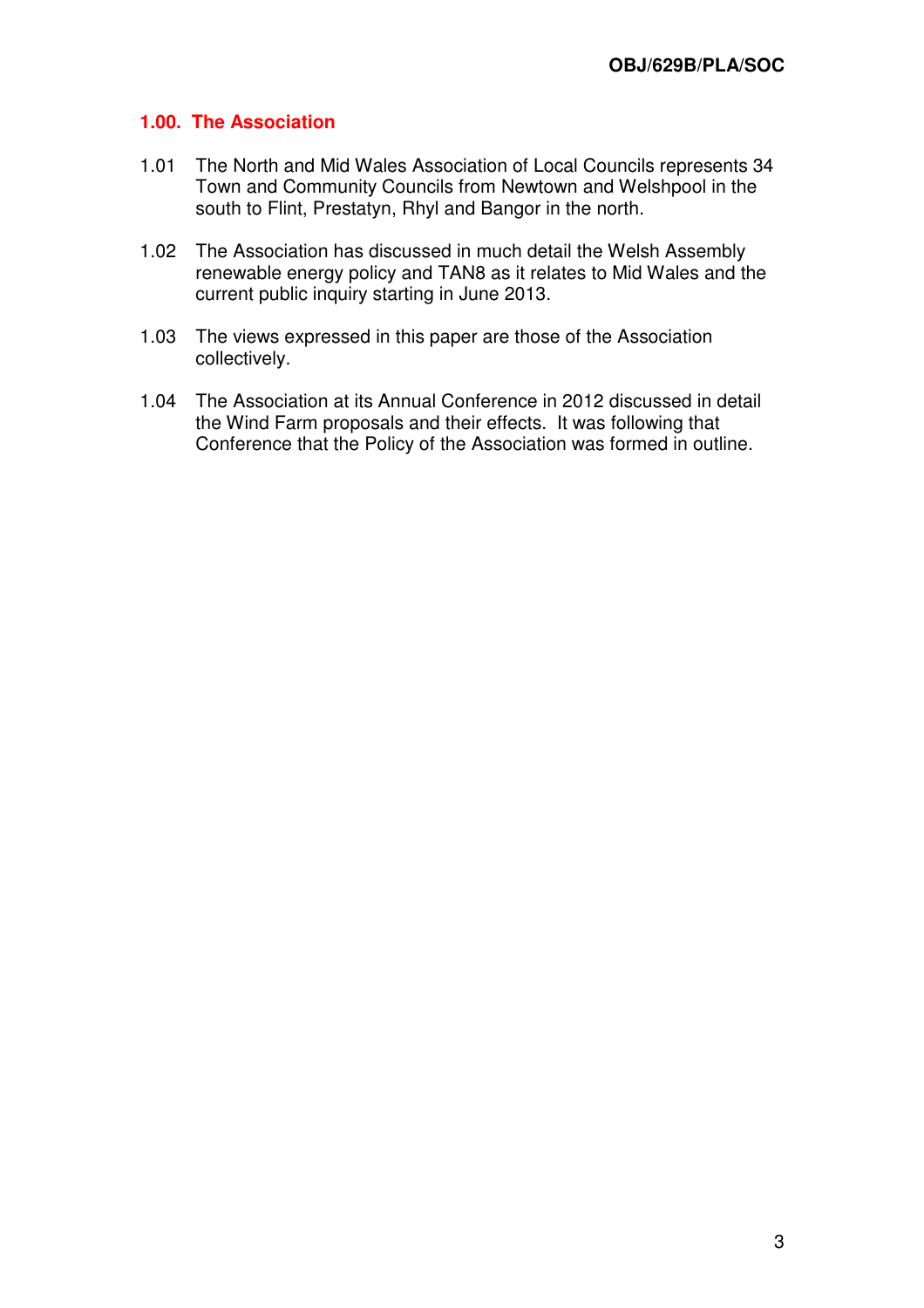## 1.00. The Association

1.01 The North and Mid Wales Association of Local Councils represents 34 Town and Community Councils from Newtown and Welshpool in the south to Flint, Prestatyn, Rhyl and Bangor in the north.

1.02 The Association has discussed in much detail the Welsh Assembly renewable energy policy and TAN8 as it relates to Mid Wales and the current public inquiry starting in June 2013.

1.03 The views expressed in this paper are those of the Association collectively.

1.04 The Association at its Annual Conference in 2012 discussed in detail the Wind Farm proposals and their effects. It was following that Conference that the Policy of the Association was formed in outline.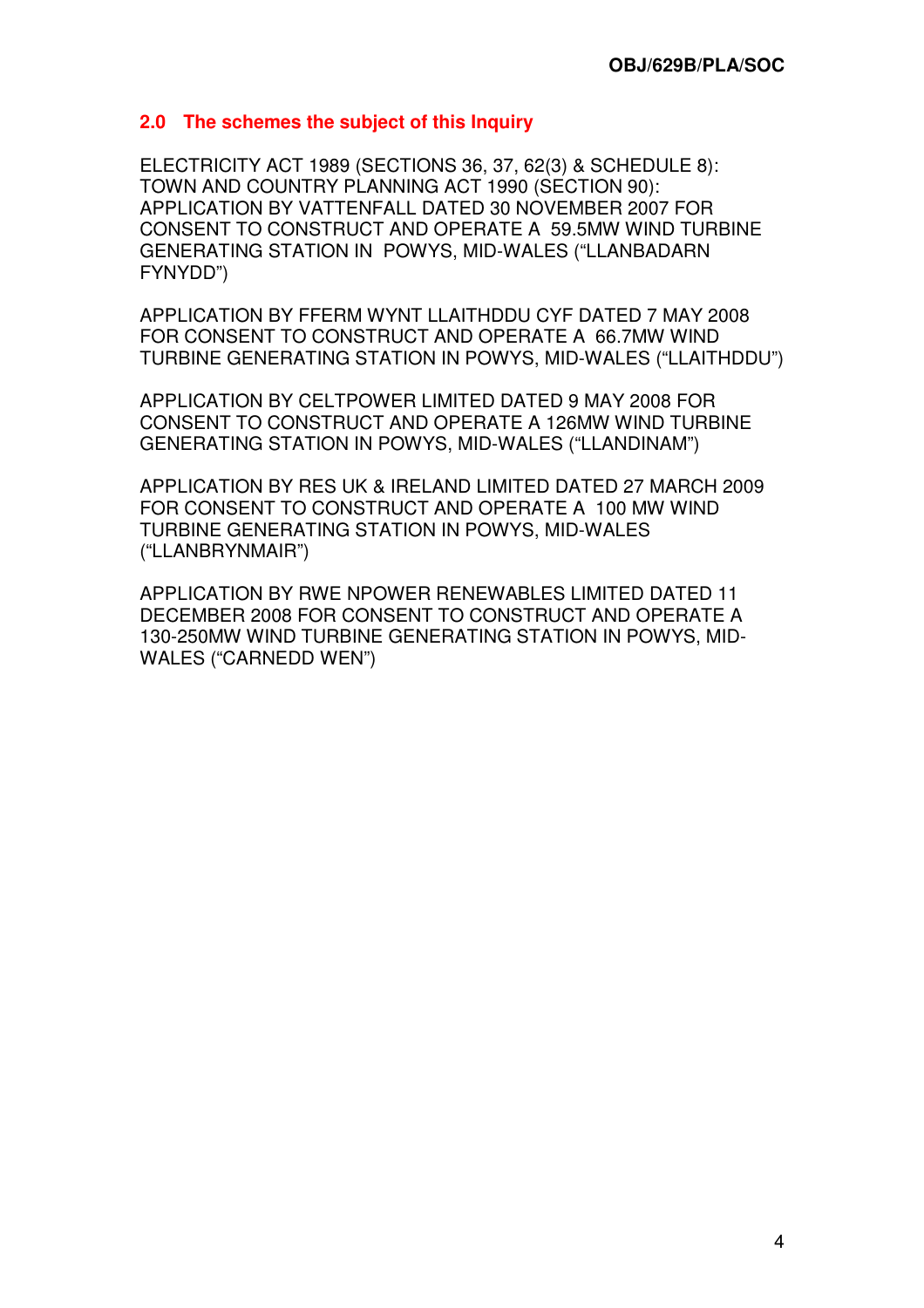## 2.0 The schemes the subject of this Inquiry

ELECTRICITY ACT 1989 (SECTIONS 36, 37, 62(3) & SCHEDULE 8): TOWN AND COUNTRY PLANNING ACT 1990 (SECTION 90): APPLICATION BY VATTENFALL DATED 30 NOVEMBER 2007 FOR CONSENT TO CONSTRUCT AND OPERATE A 59.5MW WIND TURBINE GENERATING STATION IN POWYS, MID-WALES ("LLANBADARN FYNYDD")

APPLICATION BY FFERM WYNT LLAITHDDU CYF DATED 7 MAY 2008 FOR CONSENT TO CONSTRUCT AND OPERATE A 66.7MW WIND TURBINE GENERATING STATION IN POWYS, MID-WALES ("LLAITHDDU")

APPLICATION BY CELTPOWER LIMITED DATED 9 MAY 2008 FOR CONSENT TO CONSTRUCT AND OPERATE A 126MW WIND TURBINE GENERATING STATION IN POWYS, MID-WALES ("LLANDINAM")

APPLICATION BY RES UK & IRELAND LIMITED DATED 27 MARCH 2009 FOR CONSENT TO CONSTRUCT AND OPERATE A 100 MW WIND TURBINE GENERATING STATION IN POWYS, MID-WALES ("LLANBRYNMAIR")

APPLICATION BY RWE NPOWER RENEWABLES LIMITED DATED 11 DECEMBER 2008 FOR CONSENT TO CONSTRUCT AND OPERATE A 130-250MW WIND TURBINE GENERATING STATION IN POWYS, MID-WALES ("CARNEDD WEN")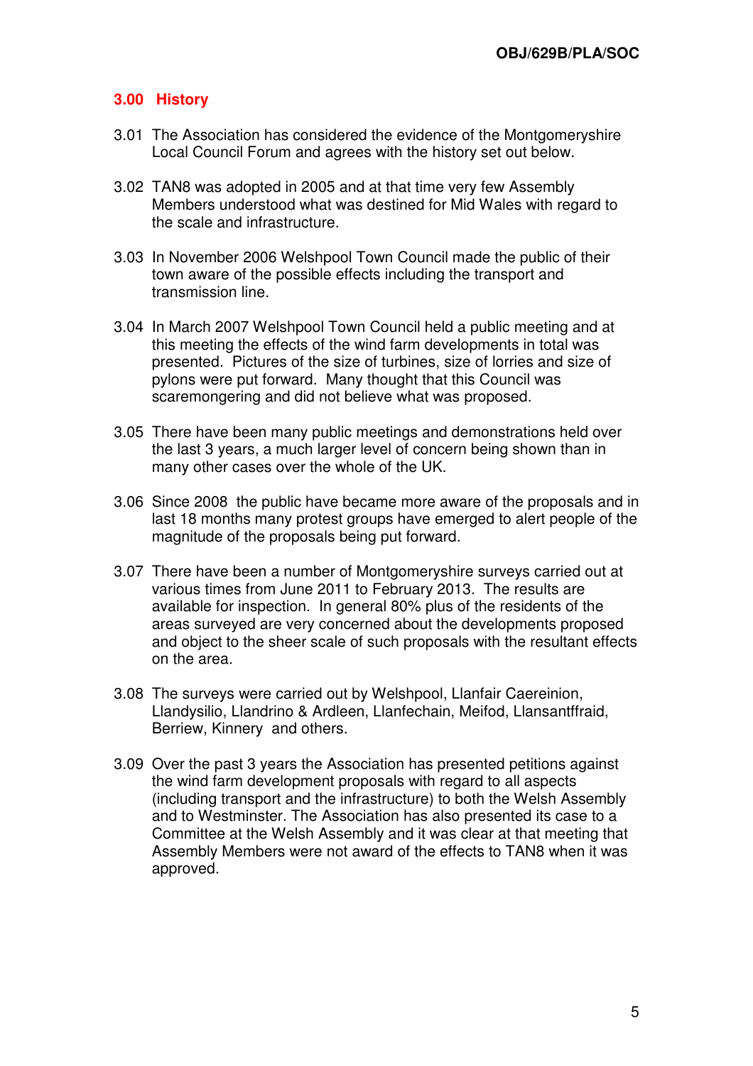## 3.00 History

3.01 The Association has considered the evidence of the Montgomeryshire Local Council Forum and agrees with the history set out below.

3.02 TAN8 was adopted in 2005 and at that time very few Assembly Members understood what was destined for Mid Wales with regard to the scale and infrastructure.

3.03 In November 2006 Welshpool Town Council made the public of their town aware of the possible effects including the transport and transmission line.

3.04 In March 2007 Welshpool Town Council held a public meeting and at this meeting the effects of the wind farm developments in total was presented. Pictures of the size of turbines, size of lorries and size of pylons were put forward. Many thought that this Council was scaremongering and did not believe what was proposed.

3.05 There have been many public meetings and demonstrations held over the last 3 years, a much larger level of concern being shown than in many other cases over the whole of the UK.

3.06 Since 2008 the public have became more aware of the proposals and in last 18 months many protest groups have emerged to alert people of the magnitude of the proposals being put forward.

3.07 There have been a number of Montgomeryshire surveys carried out at various times from June 2011 to February 2013. The results are available for inspection. In general 80% plus of the residents of the areas surveyed are very concerned about the developments proposed and object to the sheer scale of such proposals with the resultant effects on the area.

3.08 The surveys were carried out by Welshpool, Llanfair Caereinion, Llandysilio, Llandrino & Ardleen, Llanfechain, Meifod, Llansantffraid, Berriew, Kinnery and others.

3.09 Over the past 3 years the Association has presented petitions against the wind farm development proposals with regard to all aspects (including transport and the infrastructure) to both the Welsh Assembly and to Westminster. The Association has also presented its case to a Committee at the Welsh Assembly and it was clear at that meeting that Assembly Members were not award of the effects to TAN8 when it was approved.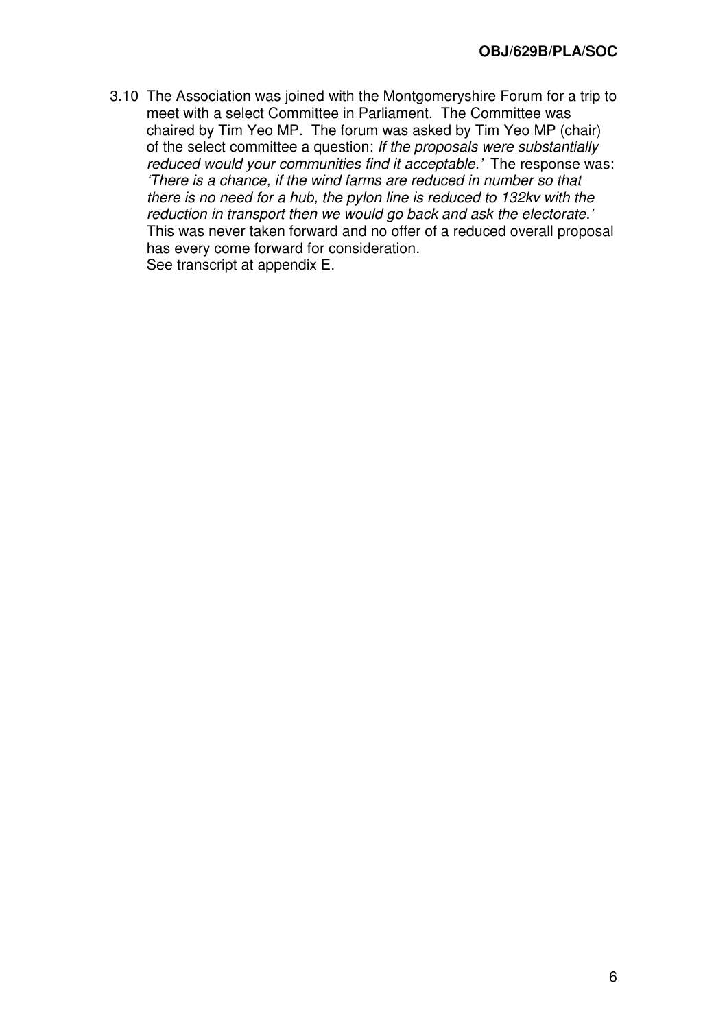3.10 The Association was joined with the Montgomeryshire Forum for a trip to meet with a select Committee in Parliament. The Committee was chaired by Tim Yeo MP. The forum was asked by Tim Yeo MP (chair) of the select committee a question: *If the proposals were substantially reduced would your communities find it acceptable.'* The response was: *'There is a chance, if the wind farms are reduced in number so that there is no need for a hub, the pylon line is reduced to 132kv with the reduction in transport then we would go back and ask the electorate.'* This was never taken forward and no offer of a reduced overall proposal has every come forward for consideration.
See transcript at appendix E.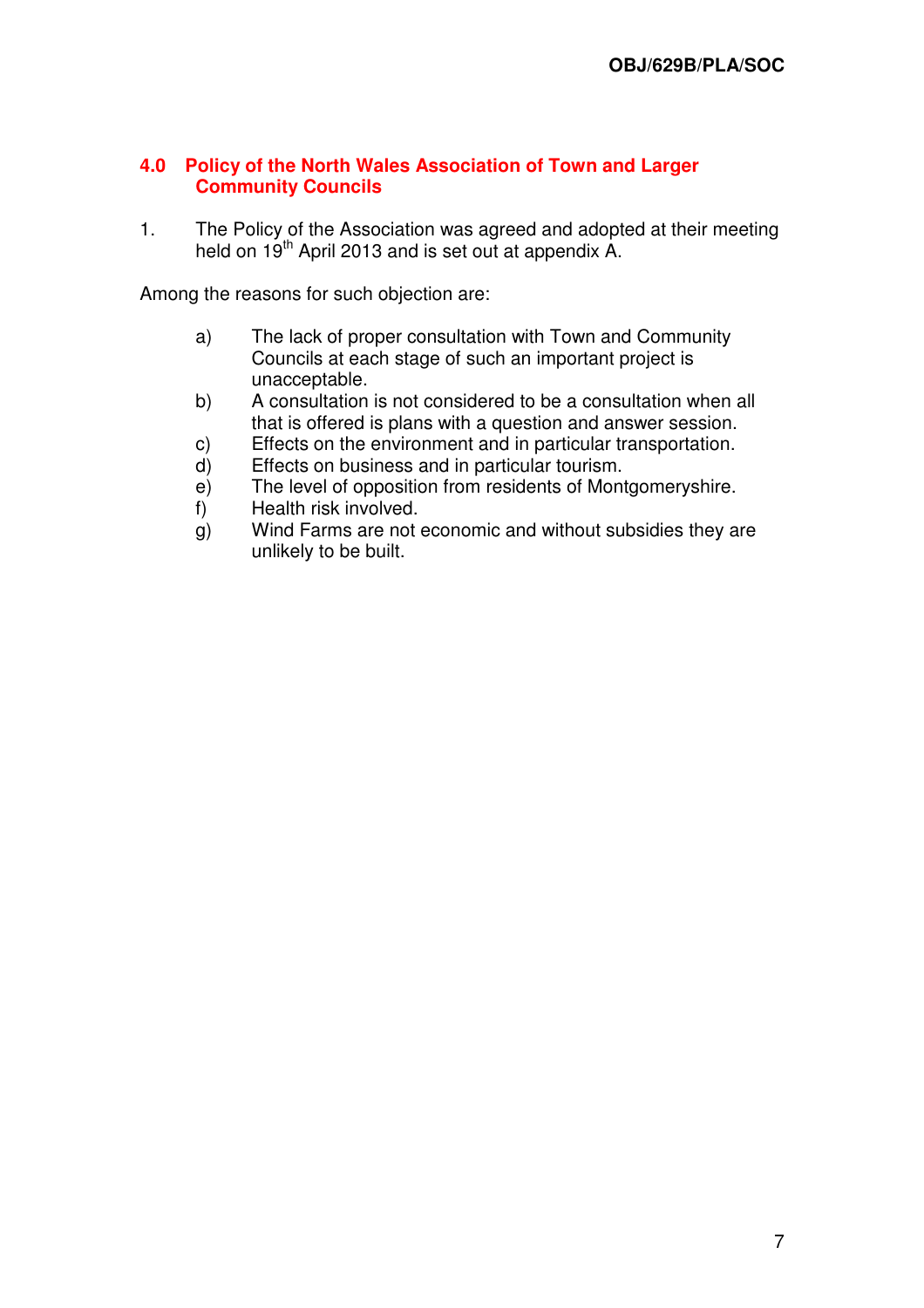## 4.0 Policy of the North Wales Association of Town and Larger Community Councils

1. The Policy of the Association was agreed and adopted at their meeting held on 19th April 2013 and is set out at appendix A.

Among the reasons for such objection are:

- a) The lack of proper consultation with Town and Community Councils at each stage of such an important project is unacceptable.
- b) A consultation is not considered to be a consultation when all that is offered is plans with a question and answer session.
- c) Effects on the environment and in particular transportation.
- d) Effects on business and in particular tourism.
- e) The level of opposition from residents of Montgomeryshire.
- f) Health risk involved.
- g) Wind Farms are not economic and without subsidies they are unlikely to be built.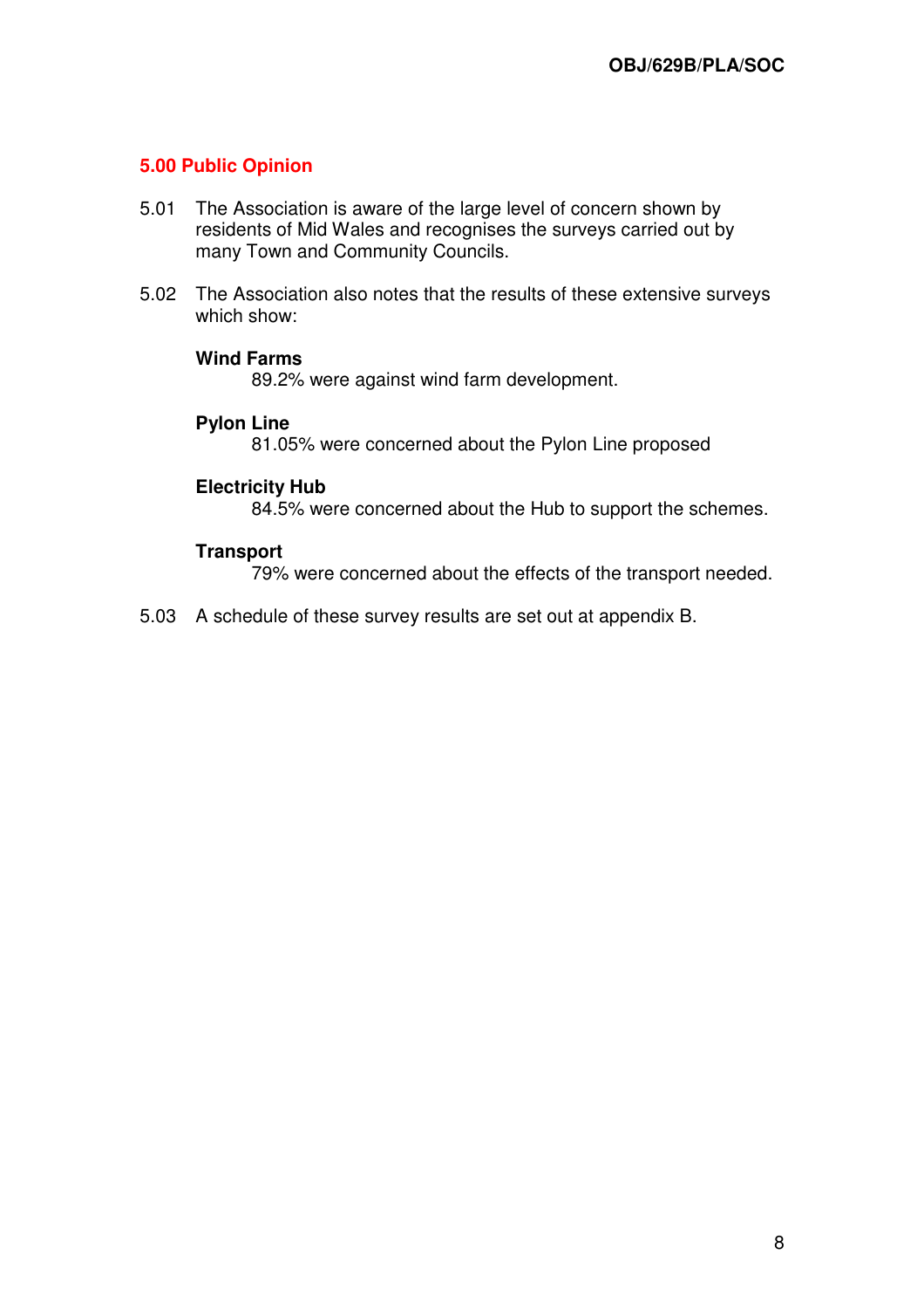## 5.00 Public Opinion

5.01 The Association is aware of the large level of concern shown by residents of Mid Wales and recognises the surveys carried out by many Town and Community Councils.

5.02 The Association also notes that the results of these extensive surveys which show:

**Wind Farms**
89.2% were against wind farm development.

**Pylon Line**
81.05% were concerned about the Pylon Line proposed

**Electricity Hub**
84.5% were concerned about the Hub to support the schemes.

**Transport**
79% were concerned about the effects of the transport needed.

5.03 A schedule of these survey results are set out at appendix B.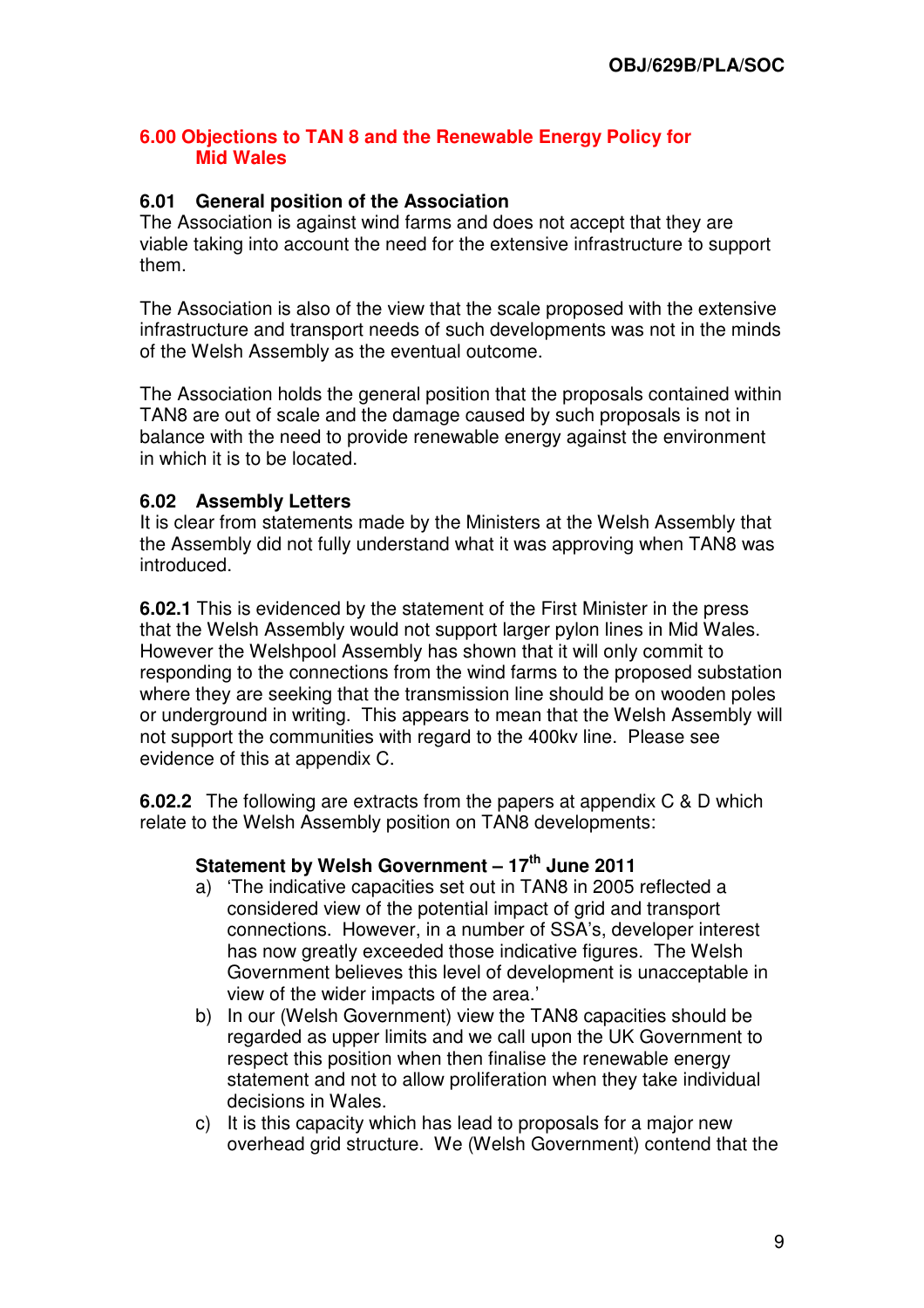## 6.00 Objections to TAN 8 and the Renewable Energy Policy for Mid Wales

### 6.01 General position of the Association

The Association is against wind farms and does not accept that they are viable taking into account the need for the extensive infrastructure to support them.

The Association is also of the view that the scale proposed with the extensive infrastructure and transport needs of such developments was not in the minds of the Welsh Assembly as the eventual outcome.

The Association holds the general position that the proposals contained within TAN8 are out of scale and the damage caused by such proposals is not in balance with the need to provide renewable energy against the environment in which it is to be located.

### 6.02 Assembly Letters

It is clear from statements made by the Ministers at the Welsh Assembly that the Assembly did not fully understand what it was approving when TAN8 was introduced.

**6.02.1** This is evidenced by the statement of the First Minister in the press that the Welsh Assembly would not support larger pylon lines in Mid Wales. However the Welshpool Assembly has shown that it will only commit to responding to the connections from the wind farms to the proposed substation where they are seeking that the transmission line should be on wooden poles or underground in writing. This appears to mean that the Welsh Assembly will not support the communities with regard to the 400kv line. Please see evidence of this at appendix C.

**6.02.2** The following are extracts from the papers at appendix C & D which relate to the Welsh Assembly position on TAN8 developments:

**Statement by Welsh Government – 17th June 2011**

a) 'The indicative capacities set out in TAN8 in 2005 reflected a considered view of the potential impact of grid and transport connections. However, in a number of SSA's, developer interest has now greatly exceeded those indicative figures. The Welsh Government believes this level of development is unacceptable in view of the wider impacts of the area.'

b) In our (Welsh Government) view the TAN8 capacities should be regarded as upper limits and we call upon the UK Government to respect this position when then finalise the renewable energy statement and not to allow proliferation when they take individual decisions in Wales.

c) It is this capacity which has lead to proposals for a major new overhead grid structure. We (Welsh Government) contend that the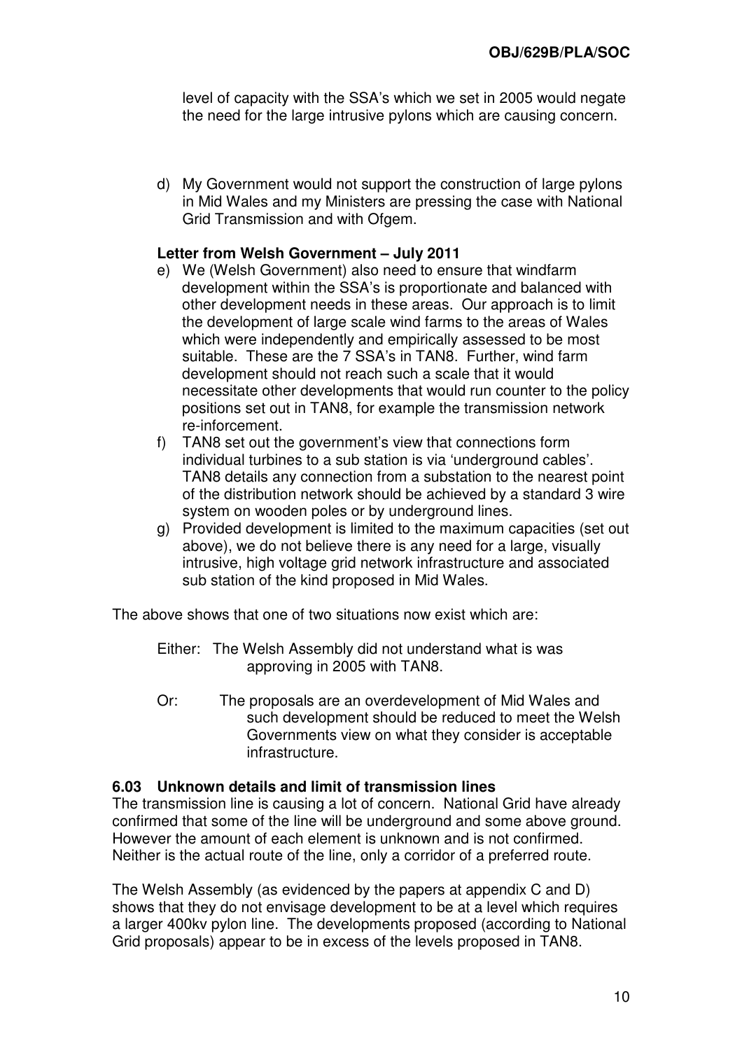level of capacity with the SSA's which we set in 2005 would negate the need for the large intrusive pylons which are causing concern.

d) My Government would not support the construction of large pylons in Mid Wales and my Ministers are pressing the case with National Grid Transmission and with Ofgem.

**Letter from Welsh Government – July 2011**

e) We (Welsh Government) also need to ensure that windfarm development within the SSA's is proportionate and balanced with other development needs in these areas. Our approach is to limit the development of large scale wind farms to the areas of Wales which were independently and empirically assessed to be most suitable. These are the 7 SSA's in TAN8. Further, wind farm development should not reach such a scale that it would necessitate other developments that would run counter to the policy positions set out in TAN8, for example the transmission network re-inforcement.

f) TAN8 set out the government's view that connections form individual turbines to a sub station is via 'underground cables'. TAN8 details any connection from a substation to the nearest point of the distribution network should be achieved by a standard 3 wire system on wooden poles or by underground lines.

g) Provided development is limited to the maximum capacities (set out above), we do not believe there is any need for a large, visually intrusive, high voltage grid network infrastructure and associated sub station of the kind proposed in Mid Wales.

The above shows that one of two situations now exist which are:

Either: The Welsh Assembly did not understand what is was approving in 2005 with TAN8.

Or: The proposals are an overdevelopment of Mid Wales and such development should be reduced to meet the Welsh Governments view on what they consider is acceptable infrastructure.

**6.03 Unknown details and limit of transmission lines**

The transmission line is causing a lot of concern. National Grid have already confirmed that some of the line will be underground and some above ground. However the amount of each element is unknown and is not confirmed. Neither is the actual route of the line, only a corridor of a preferred route.

The Welsh Assembly (as evidenced by the papers at appendix C and D) shows that they do not envisage development to be at a level which requires a larger 400kv pylon line. The developments proposed (according to National Grid proposals) appear to be in excess of the levels proposed in TAN8.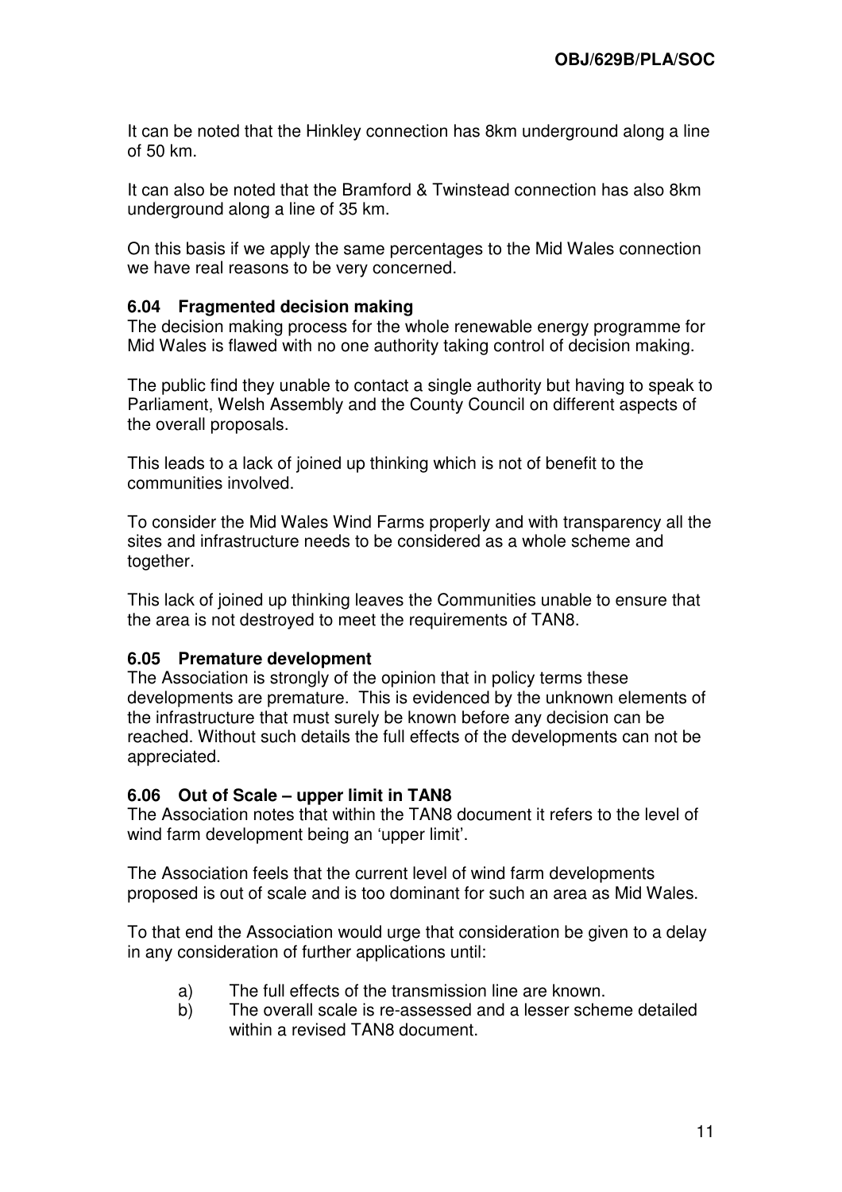It can be noted that the Hinkley connection has 8km underground along a line of 50 km.

It can also be noted that the Bramford & Twinstead connection has also 8km underground along a line of 35 km.

On this basis if we apply the same percentages to the Mid Wales connection we have real reasons to be very concerned.

### 6.04 Fragmented decision making

The decision making process for the whole renewable energy programme for Mid Wales is flawed with no one authority taking control of decision making.

The public find they unable to contact a single authority but having to speak to Parliament, Welsh Assembly and the County Council on different aspects of the overall proposals.

This leads to a lack of joined up thinking which is not of benefit to the communities involved.

To consider the Mid Wales Wind Farms properly and with transparency all the sites and infrastructure needs to be considered as a whole scheme and together.

This lack of joined up thinking leaves the Communities unable to ensure that the area is not destroyed to meet the requirements of TAN8.

### 6.05 Premature development

The Association is strongly of the opinion that in policy terms these developments are premature. This is evidenced by the unknown elements of the infrastructure that must surely be known before any decision can be reached. Without such details the full effects of the developments can not be appreciated.

### 6.06 Out of Scale – upper limit in TAN8

The Association notes that within the TAN8 document it refers to the level of wind farm development being an 'upper limit'.

The Association feels that the current level of wind farm developments proposed is out of scale and is too dominant for such an area as Mid Wales.

To that end the Association would urge that consideration be given to a delay in any consideration of further applications until:

a) The full effects of the transmission line are known.
b) The overall scale is re-assessed and a lesser scheme detailed within a revised TAN8 document.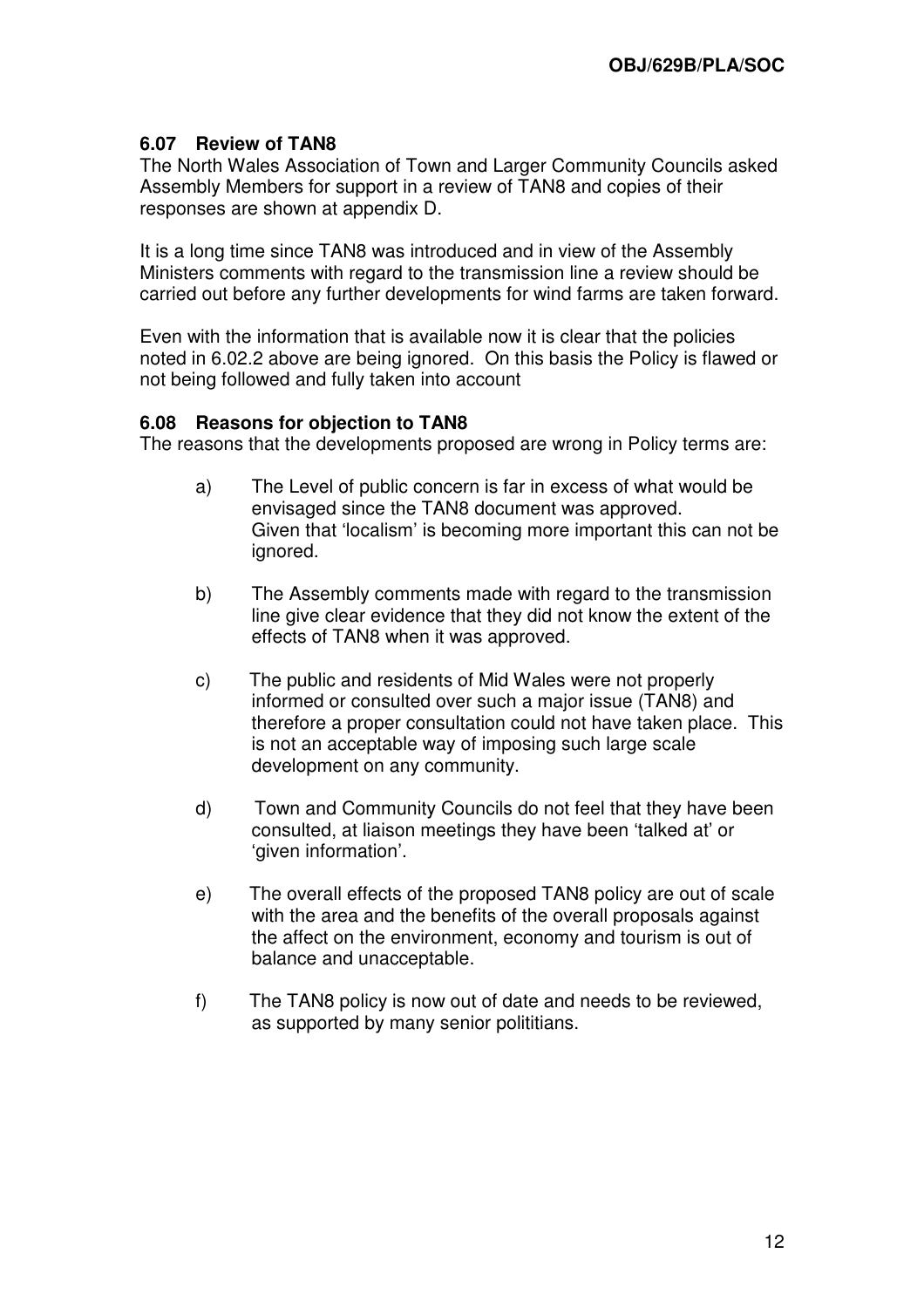### 6.07 Review of TAN8

The North Wales Association of Town and Larger Community Councils asked Assembly Members for support in a review of TAN8 and copies of their responses are shown at appendix D.

It is a long time since TAN8 was introduced and in view of the Assembly Ministers comments with regard to the transmission line a review should be carried out before any further developments for wind farms are taken forward.

Even with the information that is available now it is clear that the policies noted in 6.02.2 above are being ignored. On this basis the Policy is flawed or not being followed and fully taken into account

### 6.08 Reasons for objection to TAN8

The reasons that the developments proposed are wrong in Policy terms are:

a) The Level of public concern is far in excess of what would be envisaged since the TAN8 document was approved. Given that 'localism' is becoming more important this can not be ignored.

b) The Assembly comments made with regard to the transmission line give clear evidence that they did not know the extent of the effects of TAN8 when it was approved.

c) The public and residents of Mid Wales were not properly informed or consulted over such a major issue (TAN8) and therefore a proper consultation could not have taken place. This is not an acceptable way of imposing such large scale development on any community.

d) Town and Community Councils do not feel that they have been consulted, at liaison meetings they have been 'talked at' or 'given information'.

e) The overall effects of the proposed TAN8 policy are out of scale with the area and the benefits of the overall proposals against the affect on the environment, economy and tourism is out of balance and unacceptable.

f) The TAN8 policy is now out of date and needs to be reviewed, as supported by many senior polititians.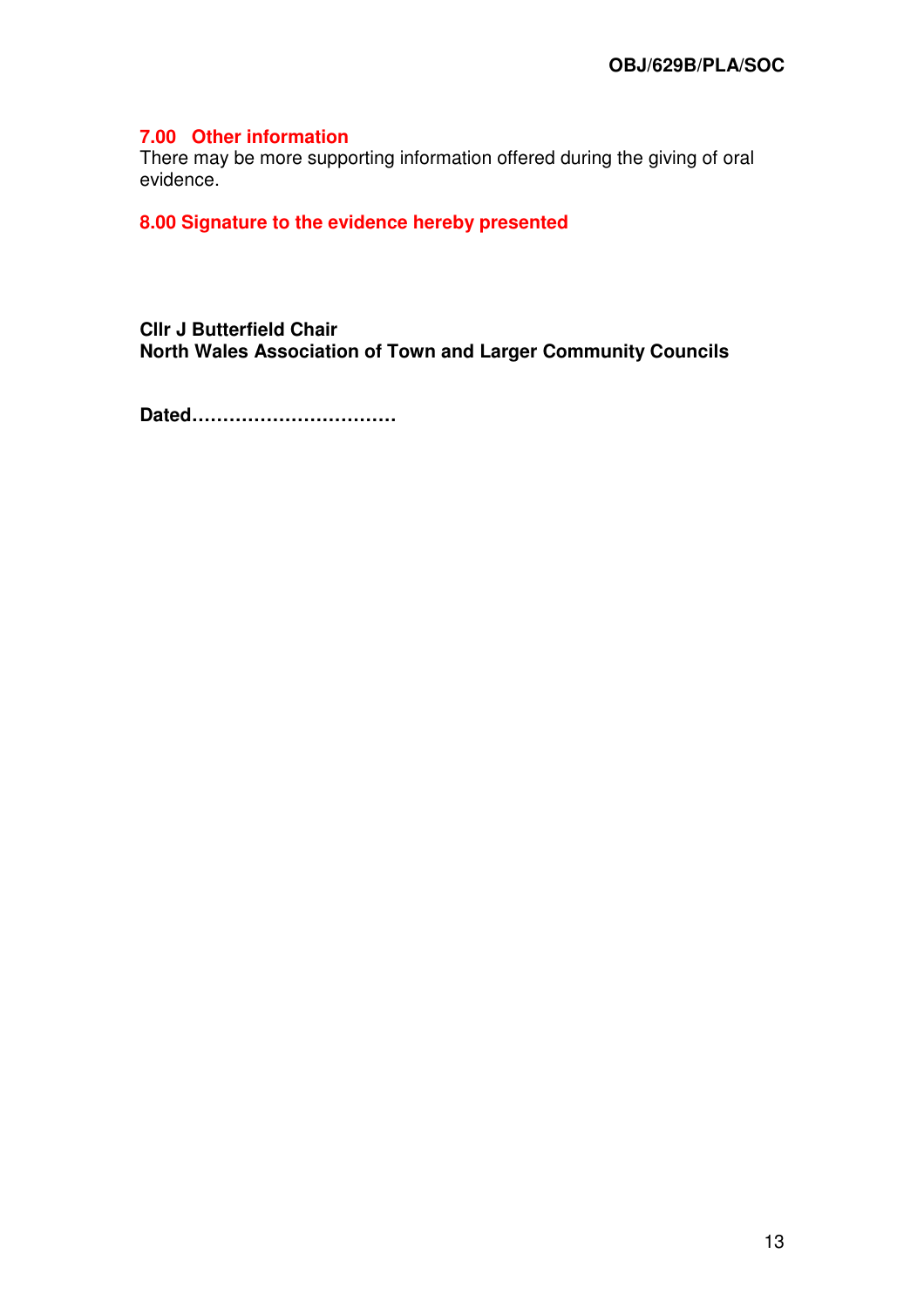## 7.00 Other information

There may be more supporting information offered during the giving of oral evidence.

## 8.00 Signature to the evidence hereby presented

**Cllr J Butterfield Chair**
**North Wales Association of Town and Larger Community Councils**

**Dated……………………………**